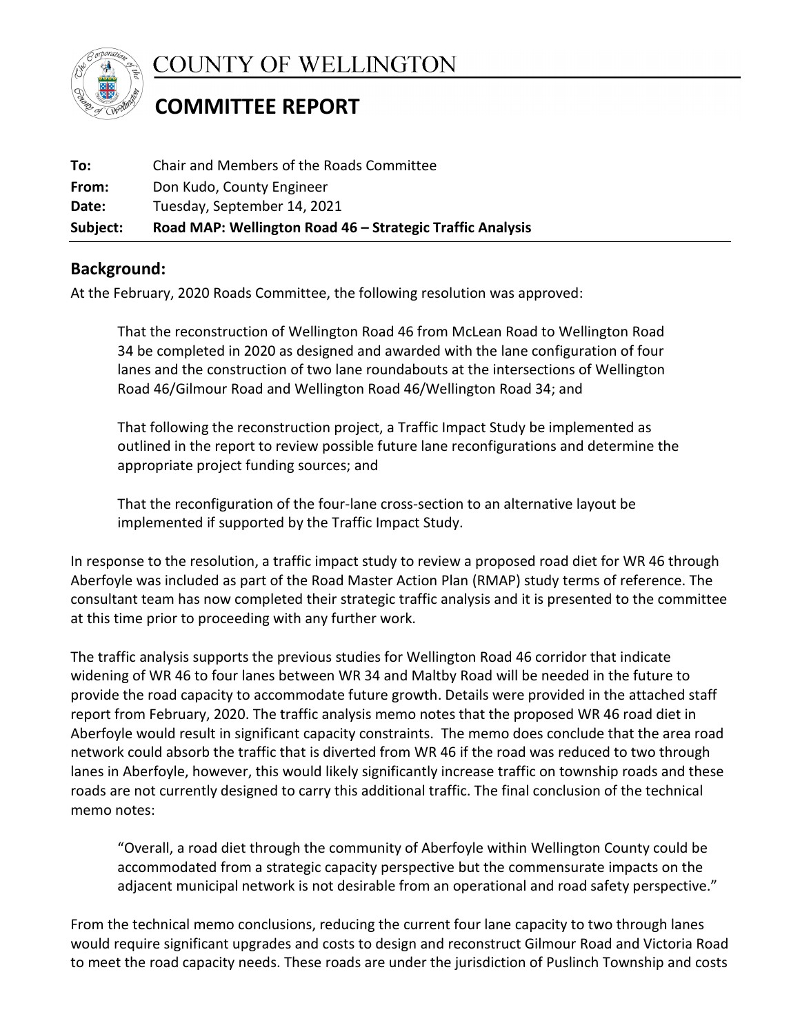# COUNTY OF WELLINGTON

## COMMITTEE REPORT

**To:** Chair and Members of the Roads Committee
**From:** Don Kudo, County Engineer
**Date:** Tuesday, September 14, 2021
**Subject:** **Road MAP: Wellington Road 46 – Strategic Traffic Analysis**

## Background:

At the February, 2020 Roads Committee, the following resolution was approved:

> That the reconstruction of Wellington Road 46 from McLean Road to Wellington Road 34 be completed in 2020 as designed and awarded with the lane configuration of four lanes and the construction of two lane roundabouts at the intersections of Wellington Road 46/Gilmour Road and Wellington Road 46/Wellington Road 34; and
>
> That following the reconstruction project, a Traffic Impact Study be implemented as outlined in the report to review possible future lane reconfigurations and determine the appropriate project funding sources; and
>
> That the reconfiguration of the four-lane cross-section to an alternative layout be implemented if supported by the Traffic Impact Study.

In response to the resolution, a traffic impact study to review a proposed road diet for WR 46 through Aberfoyle was included as part of the Road Master Action Plan (RMAP) study terms of reference. The consultant team has now completed their strategic traffic analysis and it is presented to the committee at this time prior to proceeding with any further work.

The traffic analysis supports the previous studies for Wellington Road 46 corridor that indicate widening of WR 46 to four lanes between WR 34 and Maltby Road will be needed in the future to provide the road capacity to accommodate future growth. Details were provided in the attached staff report from February, 2020. The traffic analysis memo notes that the proposed WR 46 road diet in Aberfoyle would result in significant capacity constraints. The memo does conclude that the area road network could absorb the traffic that is diverted from WR 46 if the road was reduced to two through lanes in Aberfoyle, however, this would likely significantly increase traffic on township roads and these roads are not currently designed to carry this additional traffic. The final conclusion of the technical memo notes:

> "Overall, a road diet through the community of Aberfoyle within Wellington County could be accommodated from a strategic capacity perspective but the commensurate impacts on the adjacent municipal network is not desirable from an operational and road safety perspective."

From the technical memo conclusions, reducing the current four lane capacity to two through lanes would require significant upgrades and costs to design and reconstruct Gilmour Road and Victoria Road to meet the road capacity needs. These roads are under the jurisdiction of Puslinch Township and costs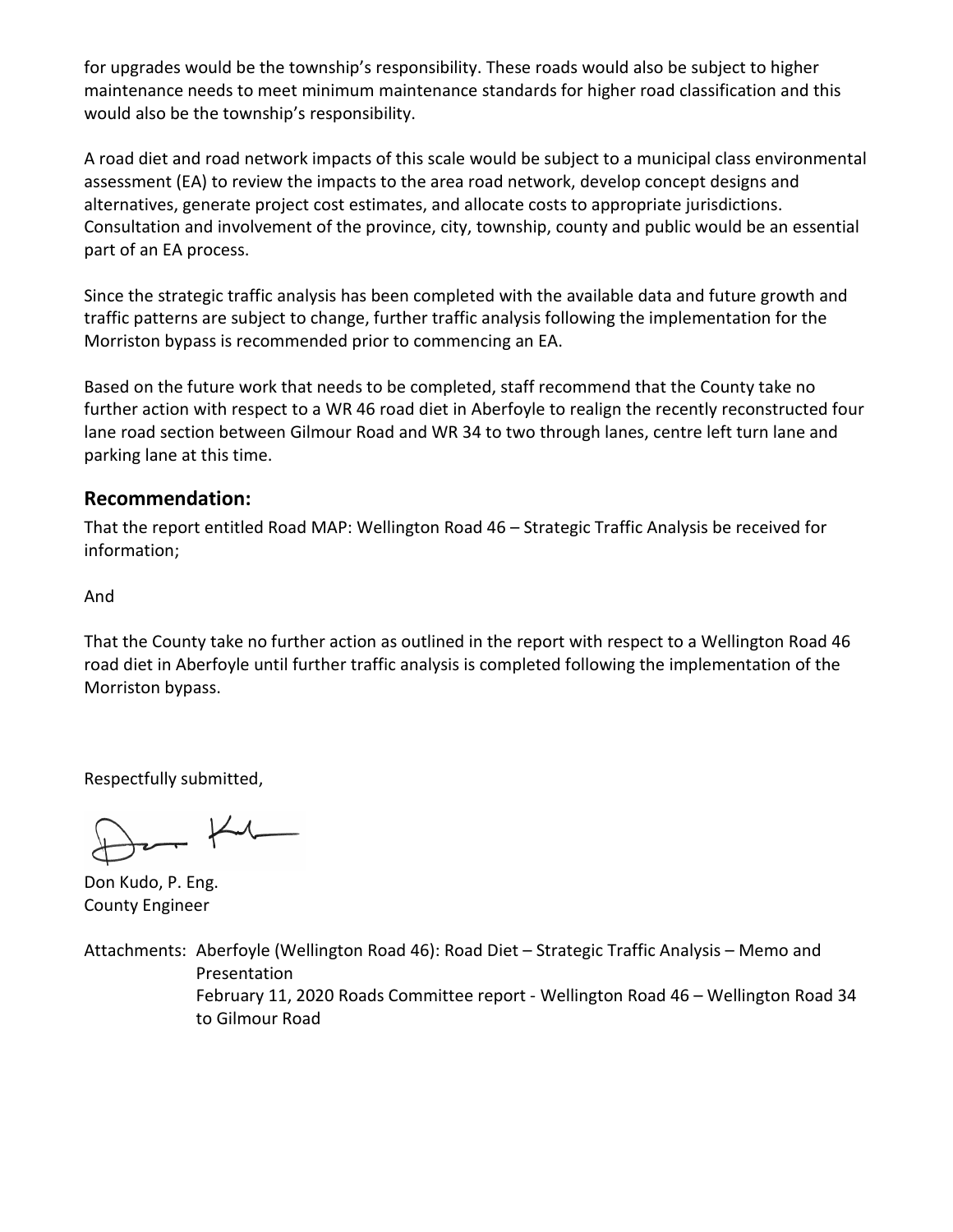for upgrades would be the township's responsibility. These roads would also be subject to higher maintenance needs to meet minimum maintenance standards for higher road classification and this would also be the township's responsibility.

A road diet and road network impacts of this scale would be subject to a municipal class environmental assessment (EA) to review the impacts to the area road network, develop concept designs and alternatives, generate project cost estimates, and allocate costs to appropriate jurisdictions. Consultation and involvement of the province, city, township, county and public would be an essential part of an EA process.

Since the strategic traffic analysis has been completed with the available data and future growth and traffic patterns are subject to change, further traffic analysis following the implementation for the Morriston bypass is recommended prior to commencing an EA.

Based on the future work that needs to be completed, staff recommend that the County take no further action with respect to a WR 46 road diet in Aberfoyle to realign the recently reconstructed four lane road section between Gilmour Road and WR 34 to two through lanes, centre left turn lane and parking lane at this time.

## Recommendation:

That the report entitled Road MAP: Wellington Road 46 – Strategic Traffic Analysis be received for information;

And

That the County take no further action as outlined in the report with respect to a Wellington Road 46 road diet in Aberfoyle until further traffic analysis is completed following the implementation of the Morriston bypass.

Respectfully submitted,

Don Kudo, P. Eng.
County Engineer

Attachments: Aberfoyle (Wellington Road 46): Road Diet – Strategic Traffic Analysis – Memo and Presentation
February 11, 2020 Roads Committee report - Wellington Road 46 – Wellington Road 34 to Gilmour Road